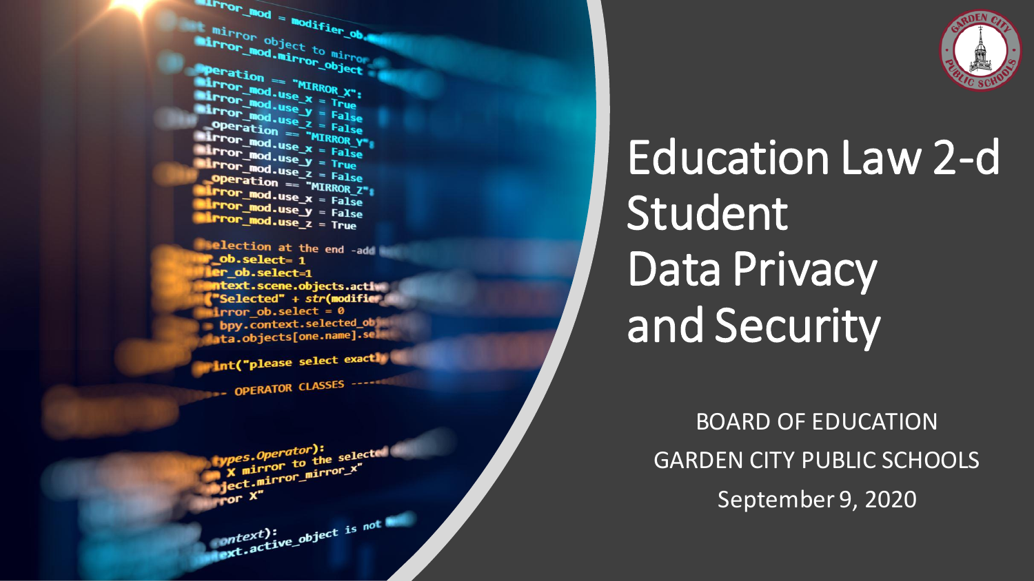# Education Law 2-d Student Data Privacy and Security

BOARD OF EDUCATION

GARDEN CITY PUBLIC SCHOOLS

September 9, 2020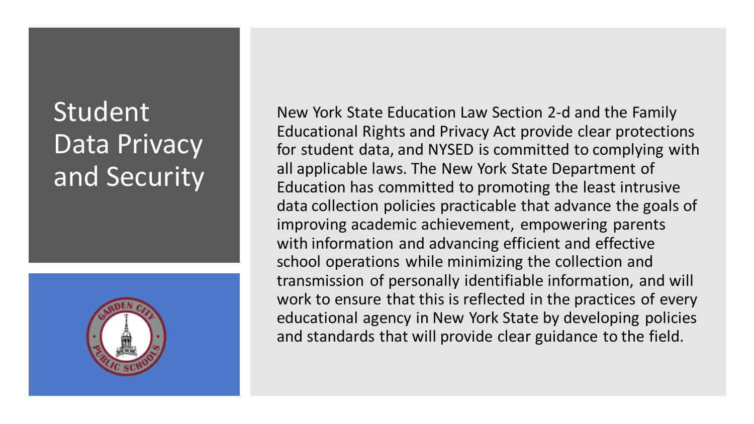# Student Data Privacy and Security

New York State Education Law Section 2-d and the Family Educational Rights and Privacy Act provide clear protections for student data, and NYSED is committed to complying with all applicable laws. The New York State Department of Education has committed to promoting the least intrusive data collection policies practicable that advance the goals of improving academic achievement, empowering parents with information and advancing efficient and effective school operations while minimizing the collection and transmission of personally identifiable information, and will work to ensure that this is reflected in the practices of every educational agency in New York State by developing policies and standards that will provide clear guidance to the field.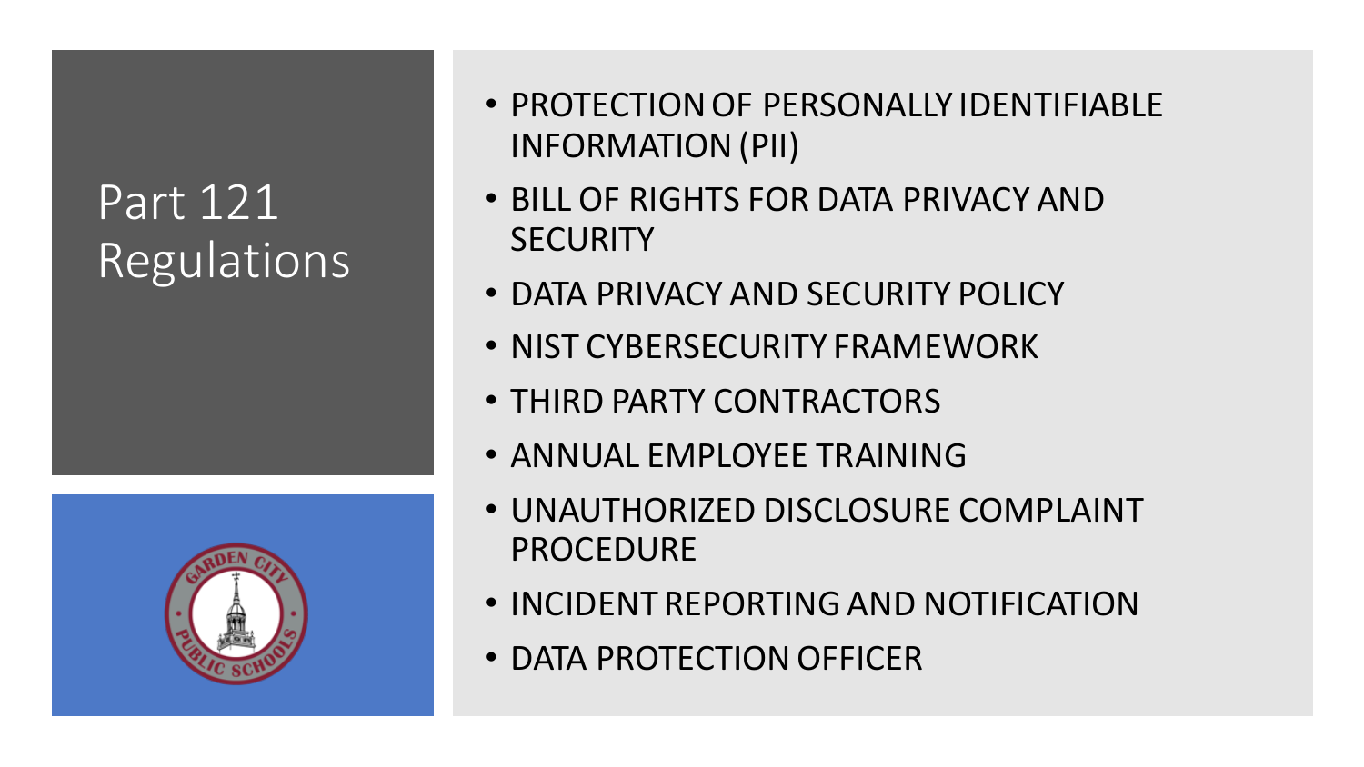# Part 121 Regulations

- PROTECTION OF PERSONALLY IDENTIFIABLE INFORMATION (PII)
- BILL OF RIGHTS FOR DATA PRIVACY AND SECURITY
- DATA PRIVACY AND SECURITY POLICY
- NIST CYBERSECURITY FRAMEWORK
- THIRD PARTY CONTRACTORS
- ANNUAL EMPLOYEE TRAINING
- UNAUTHORIZED DISCLOSURE COMPLAINT PROCEDURE
- INCIDENT REPORTING AND NOTIFICATION
- DATA PROTECTION OFFICER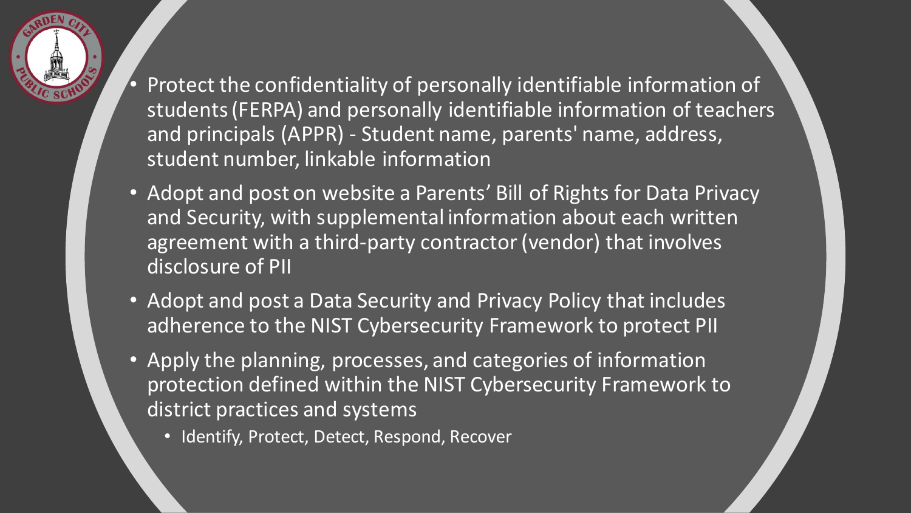- Protect the confidentiality of personally identifiable information of students (FERPA) and personally identifiable information of teachers and principals (APPR) - Student name, parents' name, address, student number, linkable information
- Adopt and post on website a Parents' Bill of Rights for Data Privacy and Security, with supplemental information about each written agreement with a third-party contractor (vendor) that involves disclosure of PII
- Adopt and post a Data Security and Privacy Policy that includes adherence to the NIST Cybersecurity Framework to protect PII
- Apply the planning, processes, and categories of information protection defined within the NIST Cybersecurity Framework to district practices and systems
  - Identify, Protect, Detect, Respond, Recover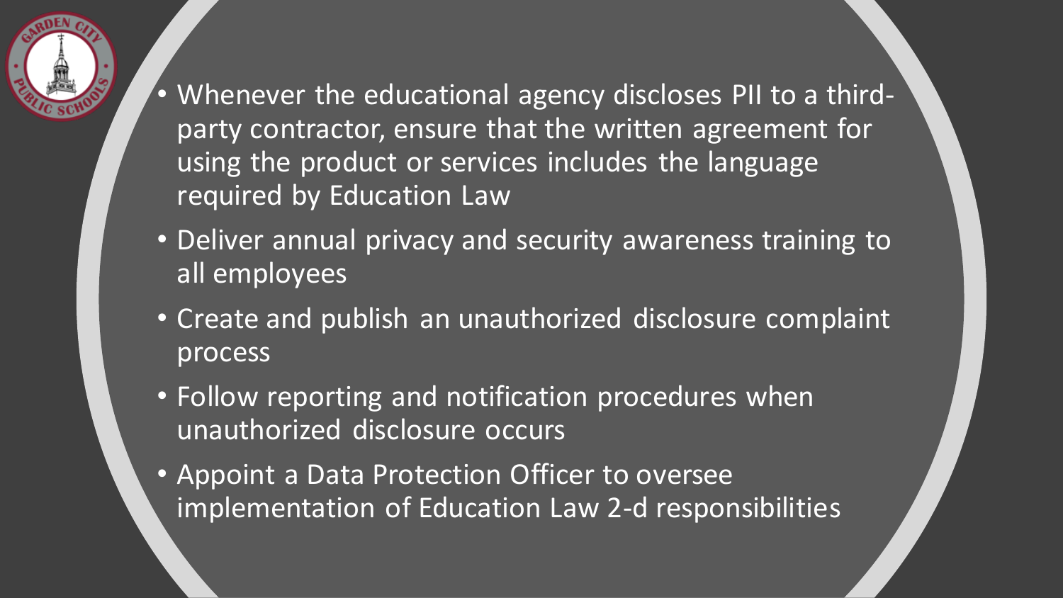- Whenever the educational agency discloses PII to a third-party contractor, ensure that the written agreement for using the product or services includes the language required by Education Law
- Deliver annual privacy and security awareness training to all employees
- Create and publish an unauthorized disclosure complaint process
- Follow reporting and notification procedures when unauthorized disclosure occurs
- Appoint a Data Protection Officer to oversee implementation of Education Law 2-d responsibilities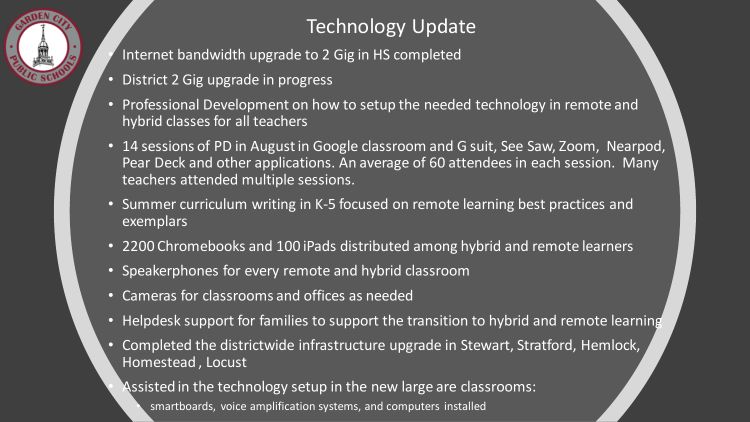# Technology Update

- Internet bandwidth upgrade to 2 Gig in HS completed
- District 2 Gig upgrade in progress
- Professional Development on how to setup the needed technology in remote and hybrid classes for all teachers
- 14 sessions of PD in August in Google classroom and G suit, See Saw, Zoom, Nearpod, Pear Deck and other applications. An average of 60 attendees in each session. Many teachers attended multiple sessions.
- Summer curriculum writing in K-5 focused on remote learning best practices and exemplars
- 2200 Chromebooks and 100 iPads distributed among hybrid and remote learners
- Speakerphones for every remote and hybrid classroom
- Cameras for classrooms and offices as needed
- Helpdesk support for families to support the transition to hybrid and remote learning
- Completed the districtwide infrastructure upgrade in Stewart, Stratford, Hemlock, Homestead , Locust
- Assisted in the technology setup in the new large are classrooms:
  - smartboards, voice amplification systems, and computers installed